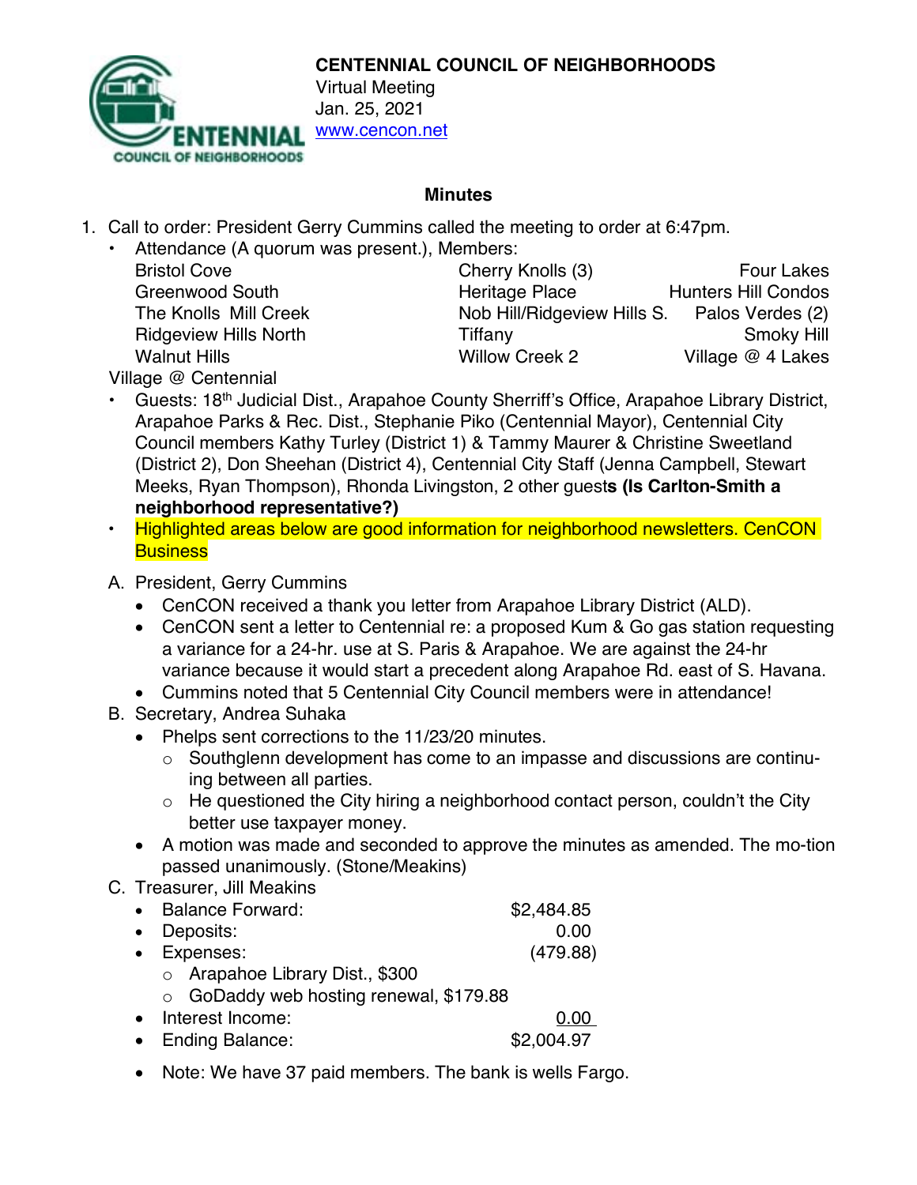**CENTENNIAL COUNCIL OF NEIGHBORHOODS**
Virtual Meeting
Jan. 25, 2021
www.cencon.net

## Minutes

1. Call to order: President Gerry Cummins called the meeting to order at 6:47pm.
   - Attendance (A quorum was present.), Members:

| | | |
|---|---|---|
| Bristol Cove | Cherry Knolls (3) | Four Lakes |
| Greenwood South | Heritage Place | Hunters Hill Condos |
| The Knolls Mill Creek | Nob Hill/Ridgeview Hills S. | Palos Verdes (2) |
| Ridgeview Hills North | Tiffany | Smoky Hill |
| Walnut Hills | Willow Creek 2 | Village @ 4 Lakes |

   Village @ Centennial
   - Guests: 18th Judicial Dist., Arapahoe County Sherriff's Office, Arapahoe Library District, Arapahoe Parks & Rec. Dist., Stephanie Piko (Centennial Mayor), Centennial City Council members Kathy Turley (District 1) & Tammy Maurer & Christine Sweetland (District 2), Don Sheehan (District 4), Centennial City Staff (Jenna Campbell, Stewart Meeks, Ryan Thompson), Rhonda Livingston, 2 other guest**s (Is Carlton-Smith a neighborhood representative?)**
   - Highlighted areas below are good information for neighborhood newsletters. CenCON Business

A. President, Gerry Cummins
   - CenCON received a thank you letter from Arapahoe Library District (ALD).
   - CenCON sent a letter to Centennial re: a proposed Kum & Go gas station requesting a variance for a 24-hr. use at S. Paris & Arapahoe. We are against the 24-hr variance because it would start a precedent along Arapahoe Rd. east of S. Havana.
   - Cummins noted that 5 Centennial City Council members were in attendance!

B. Secretary, Andrea Suhaka
   - Phelps sent corrections to the 11/23/20 minutes.
     - Southglenn development has come to an impasse and discussions are continu-ing between all parties.
     - He questioned the City hiring a neighborhood contact person, couldn't the City better use taxpayer money.
   - A motion was made and seconded to approve the minutes as amended. The mo-tion passed unanimously. (Stone/Meakins)

C. Treasurer, Jill Meakins
   - Balance Forward: $2,484.85
   - Deposits: 0.00
   - Expenses: (479.88)
     - Arapahoe Library Dist., $300
     - GoDaddy web hosting renewal, $179.88
   - Interest Income: 0.00
   - Ending Balance: $2,004.97
   - Note: We have 37 paid members. The bank is wells Fargo.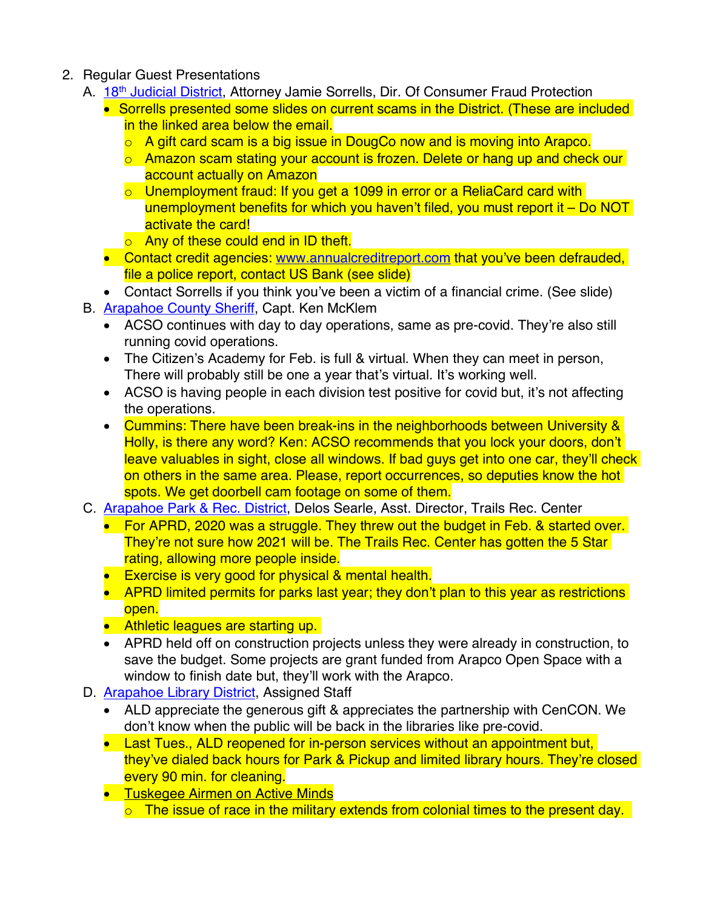2. Regular Guest Presentations
   A. 18th Judicial District, Attorney Jamie Sorrells, Dir. Of Consumer Fraud Protection
      - Sorrells presented some slides on current scams in the District. (These are included in the linked area below the email.
         - A gift card scam is a big issue in DougCo now and is moving into Arapco.
         - Amazon scam stating your account is frozen. Delete or hang up and check our account actually on Amazon
         - Unemployment fraud: If you get a 1099 in error or a ReliaCard card with unemployment benefits for which you haven't filed, you must report it – Do NOT activate the card!
         - Any of these could end in ID theft.
      - Contact credit agencies: www.annualcreditreport.com that you've been defrauded, file a police report, contact US Bank (see slide)
      - Contact Sorrells if you think you've been a victim of a financial crime. (See slide)
   B. Arapahoe County Sheriff, Capt. Ken McKlem
      - ACSO continues with day to day operations, same as pre-covid. They're also still running covid operations.
      - The Citizen's Academy for Feb. is full & virtual. When they can meet in person, There will probably still be one a year that's virtual. It's working well.
      - ACSO is having people in each division test positive for covid but, it's not affecting the operations.
      - Cummins: There have been break-ins in the neighborhoods between University & Holly, is there any word? Ken: ACSO recommends that you lock your doors, don't leave valuables in sight, close all windows. If bad guys get into one car, they'll check on others in the same area. Please, report occurrences, so deputies know the hot spots. We get doorbell cam footage on some of them.
   C. Arapahoe Park & Rec. District, Delos Searle, Asst. Director, Trails Rec. Center
      - For APRD, 2020 was a struggle. They threw out the budget in Feb. & started over. They're not sure how 2021 will be. The Trails Rec. Center has gotten the 5 Star rating, allowing more people inside.
      - Exercise is very good for physical & mental health.
      - APRD limited permits for parks last year; they don't plan to this year as restrictions open.
      - Athletic leagues are starting up.
      - APRD held off on construction projects unless they were already in construction, to save the budget. Some projects are grant funded from Arapco Open Space with a window to finish date but, they'll work with the Arapco.
   D. Arapahoe Library District, Assigned Staff
      - ALD appreciate the generous gift & appreciates the partnership with CenCON. We don't know when the public will be back in the libraries like pre-covid.
      - Last Tues., ALD reopened for in-person services without an appointment but, they've dialed back hours for Park & Pickup and limited library hours. They're closed every 90 min. for cleaning.
      - Tuskegee Airmen on Active Minds
         - The issue of race in the military extends from colonial times to the present day.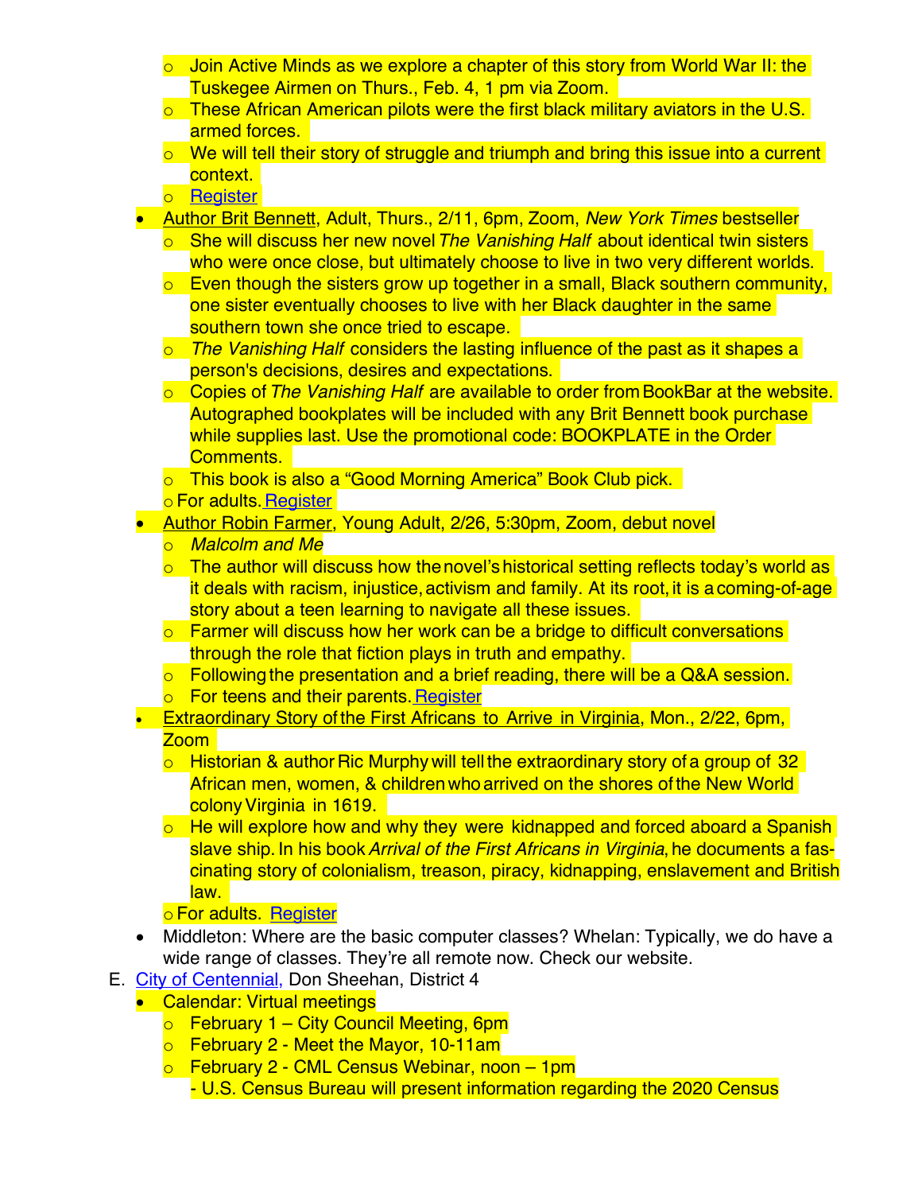- Join Active Minds as we explore a chapter of this story from World War II: the Tuskegee Airmen on Thurs., Feb. 4, 1 pm via Zoom.
    - These African American pilots were the first black military aviators in the U.S. armed forces.
    - We will tell their story of struggle and triumph and bring this issue into a current context.
    - Register
  - Author Brit Bennett, Adult, Thurs., 2/11, 6pm, Zoom, *New York Times* bestseller
    - She will discuss her new novel *The Vanishing Half* about identical twin sisters who were once close, but ultimately choose to live in two very different worlds.
    - Even though the sisters grow up together in a small, Black southern community, one sister eventually chooses to live with her Black daughter in the same southern town she once tried to escape.
    - *The Vanishing Half* considers the lasting influence of the past as it shapes a person's decisions, desires and expectations.
    - Copies of *The Vanishing Half* are available to order from BookBar at the website. Autographed bookplates will be included with any Brit Bennett book purchase while supplies last. Use the promotional code: BOOKPLATE in the Order Comments.
    - This book is also a "Good Morning America" Book Club pick.
    - For adults. Register
  - Author Robin Farmer, Young Adult, 2/26, 5:30pm, Zoom, debut novel
    - *Malcolm and Me*
    - The author will discuss how the novel's historical setting reflects today's world as it deals with racism, injustice, activism and family. At its root, it is a coming-of-age story about a teen learning to navigate all these issues.
    - Farmer will discuss how her work can be a bridge to difficult conversations through the role that fiction plays in truth and empathy.
    - Following the presentation and a brief reading, there will be a Q&A session.
    - For teens and their parents. Register
  - Extraordinary Story of the First Africans to Arrive in Virginia, Mon., 2/22, 6pm, Zoom
    - Historian & author Ric Murphy will tell the extraordinary story of a group of 32 African men, women, & children who arrived on the shores of the New World colony Virginia in 1619.
    - He will explore how and why they were kidnapped and forced aboard a Spanish slave ship. In his book *Arrival of the First Africans in Virginia*, he documents a fascinating story of colonialism, treason, piracy, kidnapping, enslavement and British law.
    - For adults. Register
  - Middleton: Where are the basic computer classes? Whelan: Typically, we do have a wide range of classes. They're all remote now. Check our website.

E. City of Centennial, Don Sheehan, District 4
  - Calendar: Virtual meetings
    - February 1 – City Council Meeting, 6pm
    - February 2 - Meet the Mayor, 10-11am
    - February 2 - CML Census Webinar, noon – 1pm
      - U.S. Census Bureau will present information regarding the 2020 Census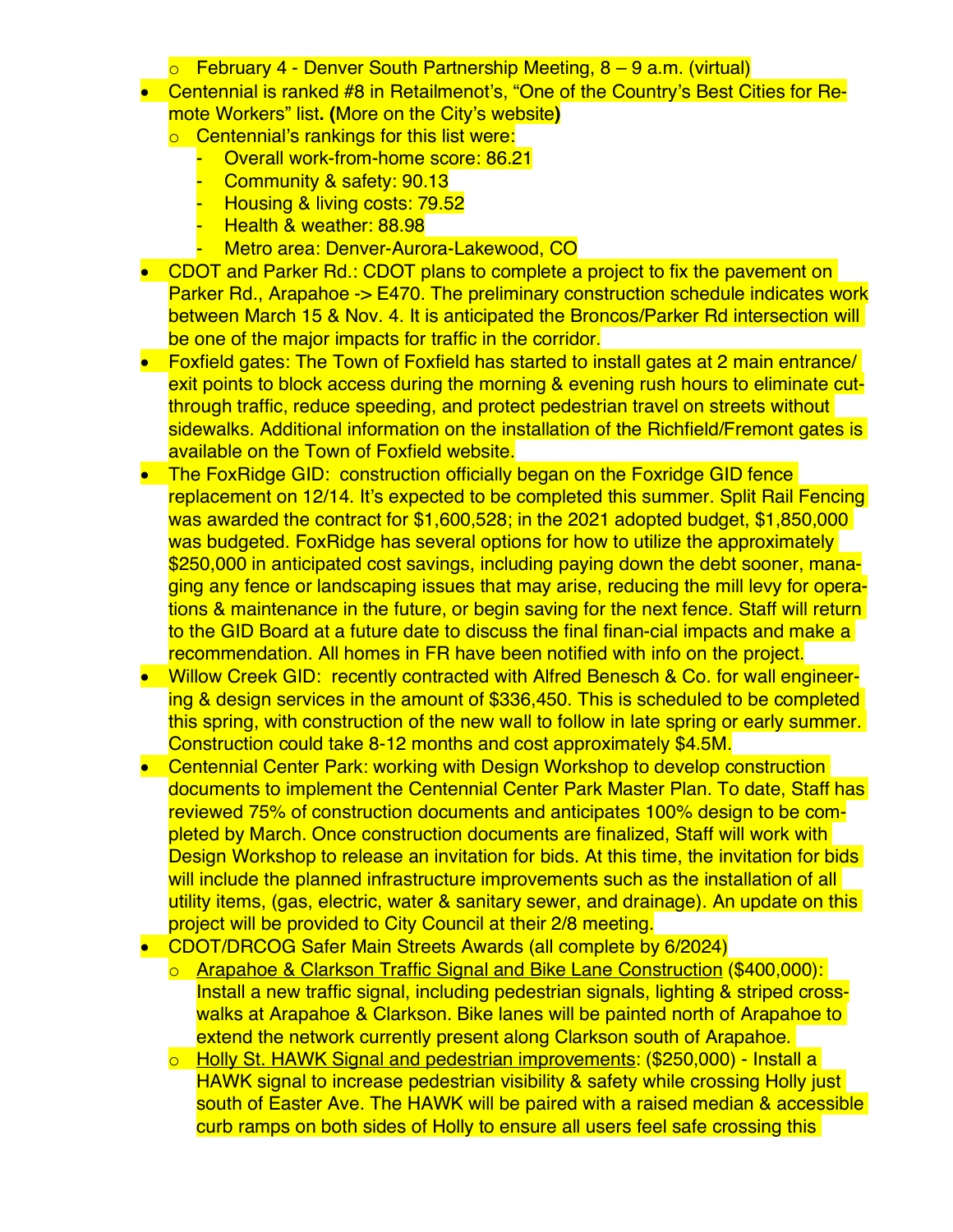- February 4 - Denver South Partnership Meeting, 8 – 9 a.m. (virtual)
- Centennial is ranked #8 in Retailmenot's, "One of the Country's Best Cities for Remote Workers" list**. (**More on the City's website**)**
  - Centennial's rankings for this list were:
    - Overall work-from-home score: 86.21
    - Community & safety: 90.13
    - Housing & living costs: 79.52
    - Health & weather: 88.98
    - Metro area: Denver-Aurora-Lakewood, CO
- CDOT and Parker Rd.: CDOT plans to complete a project to fix the pavement on Parker Rd., Arapahoe -> E470. The preliminary construction schedule indicates work between March 15 & Nov. 4. It is anticipated the Broncos/Parker Rd intersection will be one of the major impacts for traffic in the corridor.
- Foxfield gates: The Town of Foxfield has started to install gates at 2 main entrance/ exit points to block access during the morning & evening rush hours to eliminate cut-through traffic, reduce speeding, and protect pedestrian travel on streets without sidewalks. Additional information on the installation of the Richfield/Fremont gates is available on the Town of Foxfield website.
- The FoxRidge GID: construction officially began on the Foxridge GID fence replacement on 12/14. It's expected to be completed this summer. Split Rail Fencing was awarded the contract for $1,600,528; in the 2021 adopted budget, $1,850,000 was budgeted. FoxRidge has several options for how to utilize the approximately $250,000 in anticipated cost savings, including paying down the debt sooner, managing any fence or landscaping issues that may arise, reducing the mill levy for operations & maintenance in the future, or begin saving for the next fence. Staff will return to the GID Board at a future date to discuss the final financial impacts and make a recommendation. All homes in FR have been notified with info on the project.
- Willow Creek GID: recently contracted with Alfred Benesch & Co. for wall engineering & design services in the amount of $336,450. This is scheduled to be completed this spring, with construction of the new wall to follow in late spring or early summer. Construction could take 8-12 months and cost approximately $4.5M.
- Centennial Center Park: working with Design Workshop to develop construction documents to implement the Centennial Center Park Master Plan. To date, Staff has reviewed 75% of construction documents and anticipates 100% design to be completed by March. Once construction documents are finalized, Staff will work with Design Workshop to release an invitation for bids. At this time, the invitation for bids will include the planned infrastructure improvements such as the installation of all utility items, (gas, electric, water & sanitary sewer, and drainage). An update on this project will be provided to City Council at their 2/8 meeting.
- CDOT/DRCOG Safer Main Streets Awards (all complete by 6/2024)
  - <u>Arapahoe & Clarkson Traffic Signal and Bike Lane Construction</u> ($400,000): Install a new traffic signal, including pedestrian signals, lighting & striped crosswalks at Arapahoe & Clarkson. Bike lanes will be painted north of Arapahoe to extend the network currently present along Clarkson south of Arapahoe.
  - <u>Holly St. HAWK Signal and pedestrian improvements</u>: ($250,000) - Install a HAWK signal to increase pedestrian visibility & safety while crossing Holly just south of Easter Ave. The HAWK will be paired with a raised median & accessible curb ramps on both sides of Holly to ensure all users feel safe crossing this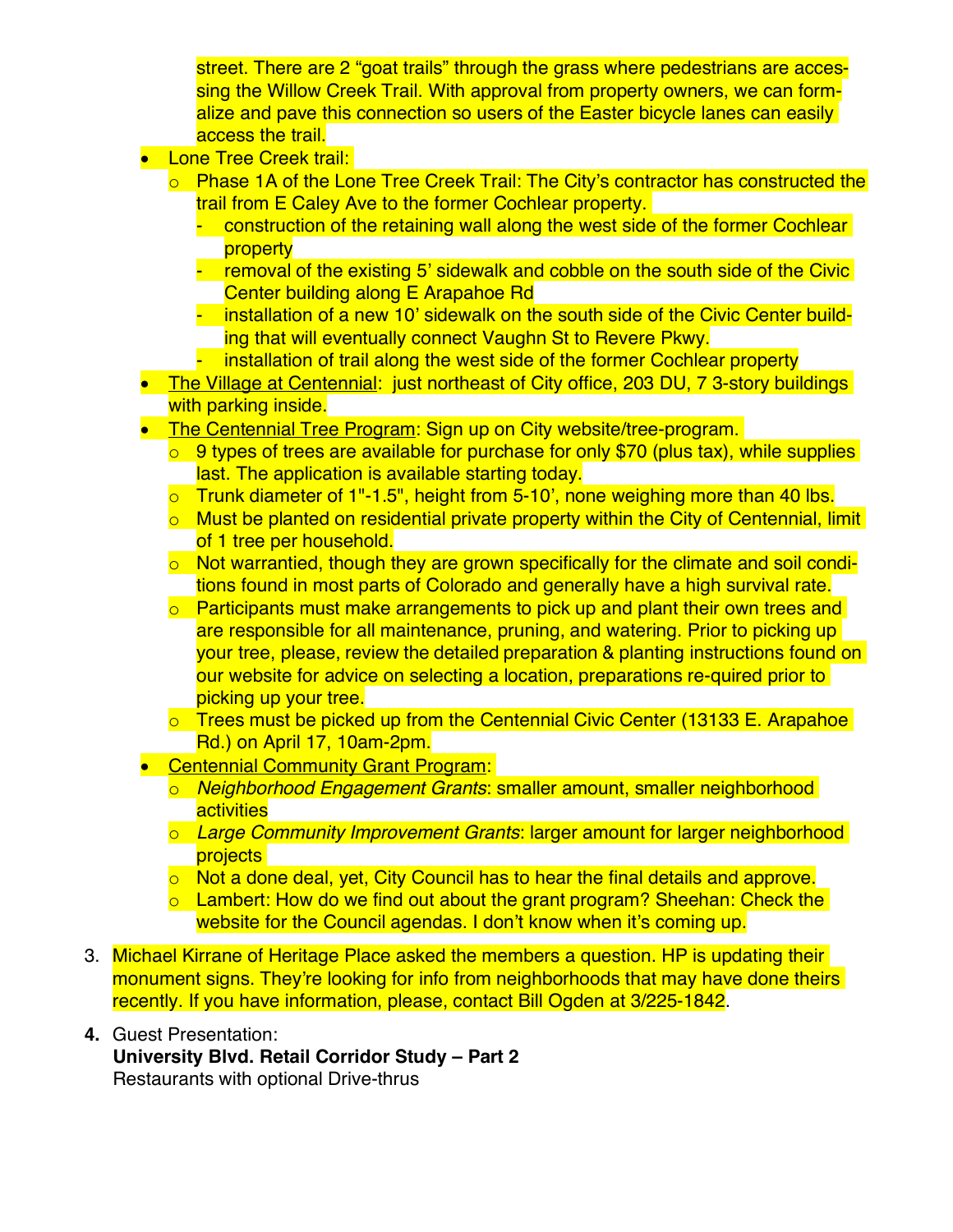street. There are 2 "goat trails" through the grass where pedestrians are accessing the Willow Creek Trail. With approval from property owners, we can formalize and pave this connection so users of the Easter bicycle lanes can easily access the trail.

- Lone Tree Creek trail:
    - Phase 1A of the Lone Tree Creek Trail: The City's contractor has constructed the trail from E Caley Ave to the former Cochlear property.
        - construction of the retaining wall along the west side of the former Cochlear property
        - removal of the existing 5' sidewalk and cobble on the south side of the Civic Center building along E Arapahoe Rd
        - installation of a new 10' sidewalk on the south side of the Civic Center building that will eventually connect Vaughn St to Revere Pkwy.
        - installation of trail along the west side of the former Cochlear property
- <u>The Village at Centennial</u>: just northeast of City office, 203 DU, 7 3-story buildings with parking inside.
- <u>The Centennial Tree Program</u>: Sign up on City website/tree-program.
    - 9 types of trees are available for purchase for only $70 (plus tax), while supplies last. The application is available starting today.
    - Trunk diameter of 1"-1.5", height from 5-10', none weighing more than 40 lbs.
    - Must be planted on residential private property within the City of Centennial, limit of 1 tree per household.
    - Not warrantied, though they are grown specifically for the climate and soil conditions found in most parts of Colorado and generally have a high survival rate.
    - Participants must make arrangements to pick up and plant their own trees and are responsible for all maintenance, pruning, and watering. Prior to picking up your tree, please, review the detailed preparation & planting instructions found on our website for advice on selecting a location, preparations re-quired prior to picking up your tree.
    - Trees must be picked up from the Centennial Civic Center (13133 E. Arapahoe Rd.) on April 17, 10am-2pm.
- <u>Centennial Community Grant Program</u>:
    - *Neighborhood Engagement Grants*: smaller amount, smaller neighborhood activities
    - *Large Community Improvement Grants*: larger amount for larger neighborhood projects
    - Not a done deal, yet, City Council has to hear the final details and approve.
    - Lambert: How do we find out about the grant program? Sheehan: Check the website for the Council agendas. I don't know when it's coming up.

3. Michael Kirrane of Heritage Place asked the members a question. HP is updating their monument signs. They're looking for info from neighborhoods that may have done theirs recently. If you have information, please, contact Bill Ogden at 3/225-1842.

4. Guest Presentation:
   **University Blvd. Retail Corridor Study – Part 2**
   Restaurants with optional Drive-thrus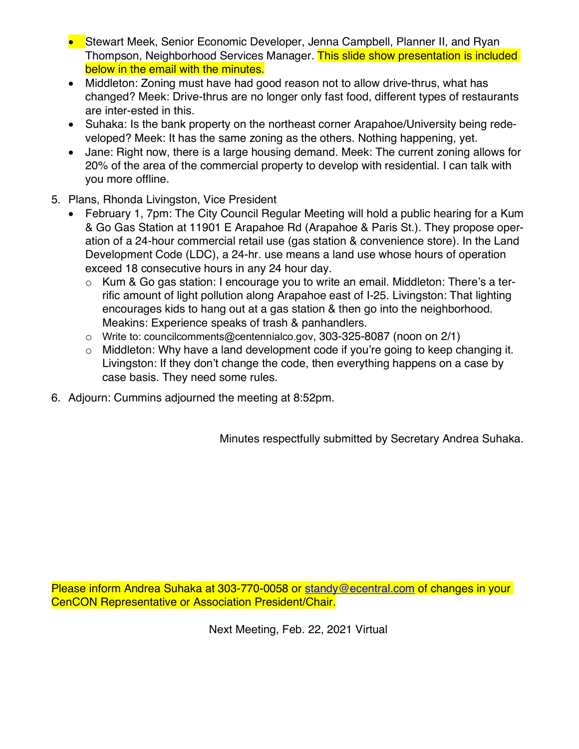- Stewart Meek, Senior Economic Developer, Jenna Campbell, Planner II, and Ryan Thompson, Neighborhood Services Manager. This slide show presentation is included below in the email with the minutes.
- Middleton: Zoning must have had good reason not to allow drive-thrus, what has changed? Meek: Drive-thrus are no longer only fast food, different types of restaurants are inter-ested in this.
- Suhaka: Is the bank property on the northeast corner Arapahoe/University being rede-veloped? Meek: It has the same zoning as the others. Nothing happening, yet.
- Jane: Right now, there is a large housing demand. Meek: The current zoning allows for 20% of the area of the commercial property to develop with residential. I can talk with you more offline.

5. Plans, Rhonda Livingston, Vice President
   - February 1, 7pm: The City Council Regular Meeting will hold a public hearing for a Kum & Go Gas Station at 11901 E Arapahoe Rd (Arapahoe & Paris St.). They propose oper-ation of a 24-hour commercial retail use (gas station & convenience store). In the Land Development Code (LDC), a 24-hr. use means a land use whose hours of operation exceed 18 consecutive hours in any 24 hour day.
     - Kum & Go gas station: I encourage you to write an email. Middleton: There's a ter-rific amount of light pollution along Arapahoe east of I-25. Livingston: That lighting encourages kids to hang out at a gas station & then go into the neighborhood. Meakins: Experience speaks of trash & panhandlers.
     - Write to: councilcomments@centennialco.gov, 303-325-8087 (noon on 2/1)
     - Middleton: Why have a land development code if you're going to keep changing it. Livingston: If they don't change the code, then everything happens on a case by case basis. They need some rules.

6. Adjourn: Cummins adjourned the meeting at 8:52pm.

Minutes respectfully submitted by Secretary Andrea Suhaka.

Please inform Andrea Suhaka at 303-770-0058 or standy@ecentral.com of changes in your CenCON Representative or Association President/Chair.

Next Meeting, Feb. 22, 2021 Virtual